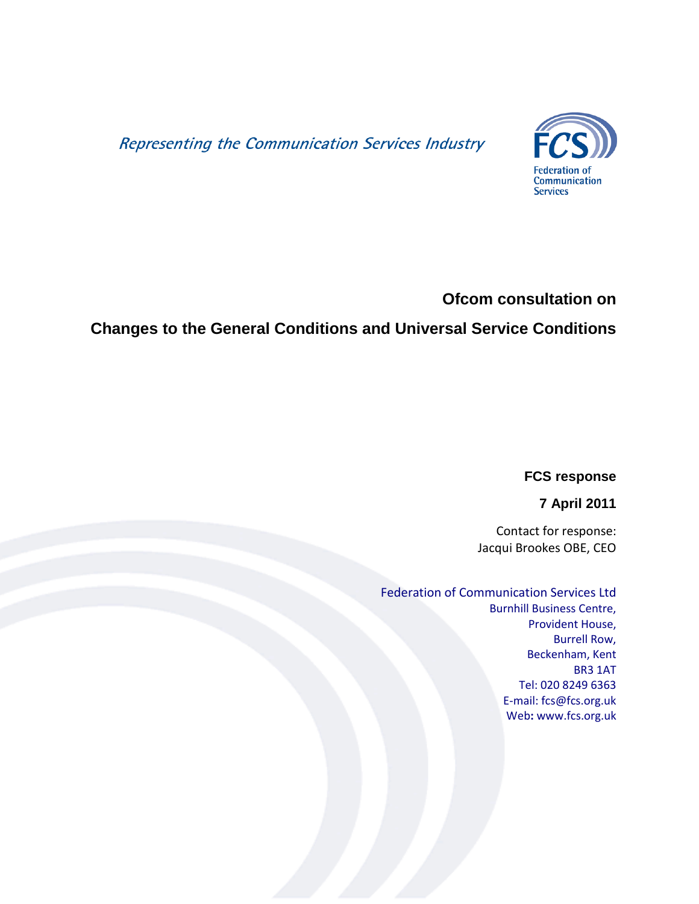*Representing the Communication Services Industry*

FCS
Federation of Communication Services

# Ofcom consultation on

# Changes to the General Conditions and Universal Service Conditions

**FCS response**

**7 April 2011**

Contact for response:
Jacqui Brookes OBE, CEO

Federation of Communication Services Ltd
Burnhill Business Centre,
Provident House,
Burrell Row,
Beckenham, Kent
BR3 1AT
Tel: 020 8249 6363
E-mail: fcs@fcs.org.uk
Web: www.fcs.org.uk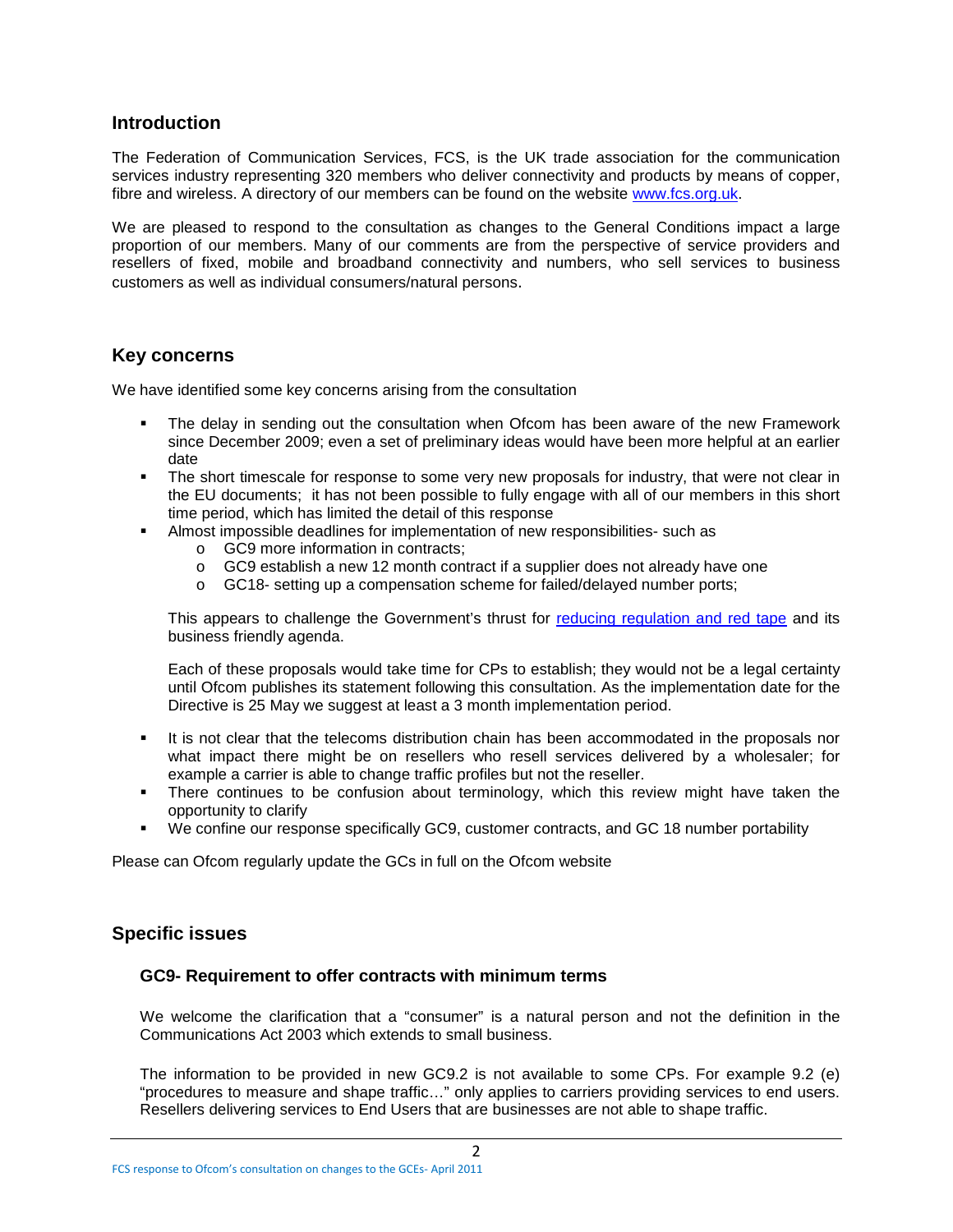## Introduction

The Federation of Communication Services, FCS, is the UK trade association for the communication services industry representing 320 members who deliver connectivity and products by means of copper, fibre and wireless. A directory of our members can be found on the website [www.fcs.org.uk](http://www.fcs.org.uk).

We are pleased to respond to the consultation as changes to the General Conditions impact a large proportion of our members. Many of our comments are from the perspective of service providers and resellers of fixed, mobile and broadband connectivity and numbers, who sell services to business customers as well as individual consumers/natural persons.

## Key concerns

We have identified some key concerns arising from the consultation

- The delay in sending out the consultation when Ofcom has been aware of the new Framework since December 2009; even a set of preliminary ideas would have been more helpful at an earlier date
- The short timescale for response to some very new proposals for industry, that were not clear in the EU documents; it has not been possible to fully engage with all of our members in this short time period, which has limited the detail of this response
- Almost impossible deadlines for implementation of new responsibilities- such as
  - GC9 more information in contracts;
  - GC9 establish a new 12 month contract if a supplier does not already have one
  - GC18- setting up a compensation scheme for failed/delayed number ports;

  This appears to challenge the Government's thrust for reducing regulation and red tape and its business friendly agenda.

  Each of these proposals would take time for CPs to establish; they would not be a legal certainty until Ofcom publishes its statement following this consultation. As the implementation date for the Directive is 25 May we suggest at least a 3 month implementation period.

- It is not clear that the telecoms distribution chain has been accommodated in the proposals nor what impact there might be on resellers who resell services delivered by a wholesaler; for example a carrier is able to change traffic profiles but not the reseller.
- There continues to be confusion about terminology, which this review might have taken the opportunity to clarify
- We confine our response specifically GC9, customer contracts, and GC 18 number portability

Please can Ofcom regularly update the GCs in full on the Ofcom website

## Specific issues

### GC9- Requirement to offer contracts with minimum terms

We welcome the clarification that a "consumer" is a natural person and not the definition in the Communications Act 2003 which extends to small business.

The information to be provided in new GC9.2 is not available to some CPs. For example 9.2 (e) "procedures to measure and shape traffic…" only applies to carriers providing services to end users. Resellers delivering services to End Users that are businesses are not able to shape traffic.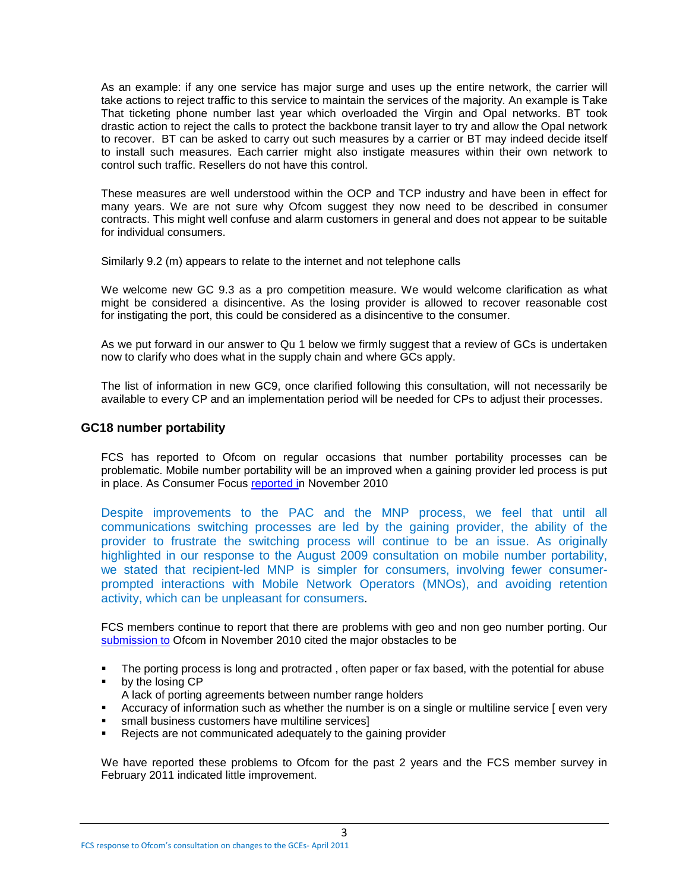As an example: if any one service has major surge and uses up the entire network, the carrier will take actions to reject traffic to this service to maintain the services of the majority. An example is Take That ticketing phone number last year which overloaded the Virgin and Opal networks. BT took drastic action to reject the calls to protect the backbone transit layer to try and allow the Opal network to recover. BT can be asked to carry out such measures by a carrier or BT may indeed decide itself to install such measures. Each carrier might also instigate measures within their own network to control such traffic. Resellers do not have this control.

These measures are well understood within the OCP and TCP industry and have been in effect for many years. We are not sure why Ofcom suggest they now need to be described in consumer contracts. This might well confuse and alarm customers in general and does not appear to be suitable for individual consumers.

Similarly 9.2 (m) appears to relate to the internet and not telephone calls

We welcome new GC 9.3 as a pro competition measure. We would welcome clarification as what might be considered a disincentive. As the losing provider is allowed to recover reasonable cost for instigating the port, this could be considered as a disincentive to the consumer.

As we put forward in our answer to Qu 1 below we firmly suggest that a review of GCs is undertaken now to clarify who does what in the supply chain and where GCs apply.

The list of information in new GC9, once clarified following this consultation, will not necessarily be available to every CP and an implementation period will be needed for CPs to adjust their processes.

## GC18 number portability

FCS has reported to Ofcom on regular occasions that number portability processes can be problematic. Mobile number portability will be an improved when a gaining provider led process is put in place. As Consumer Focus reported in November 2010

> Despite improvements to the PAC and the MNP process, we feel that until all communications switching processes are led by the gaining provider, the ability of the provider to frustrate the switching process will continue to be an issue. As originally highlighted in our response to the August 2009 consultation on mobile number portability, we stated that recipient-led MNP is simpler for consumers, involving fewer consumer-prompted interactions with Mobile Network Operators (MNOs), and avoiding retention activity, which can be unpleasant for consumers.

FCS members continue to report that there are problems with geo and non geo number porting. Our submission to Ofcom in November 2010 cited the major obstacles to be

- The porting process is long and protracted , often paper or fax based, with the potential for abuse by the losing CP
- A lack of porting agreements between number range holders
- Accuracy of information such as whether the number is on a single or multiline service [ even very small business customers have multiline services]
- Rejects are not communicated adequately to the gaining provider

We have reported these problems to Ofcom for the past 2 years and the FCS member survey in February 2011 indicated little improvement.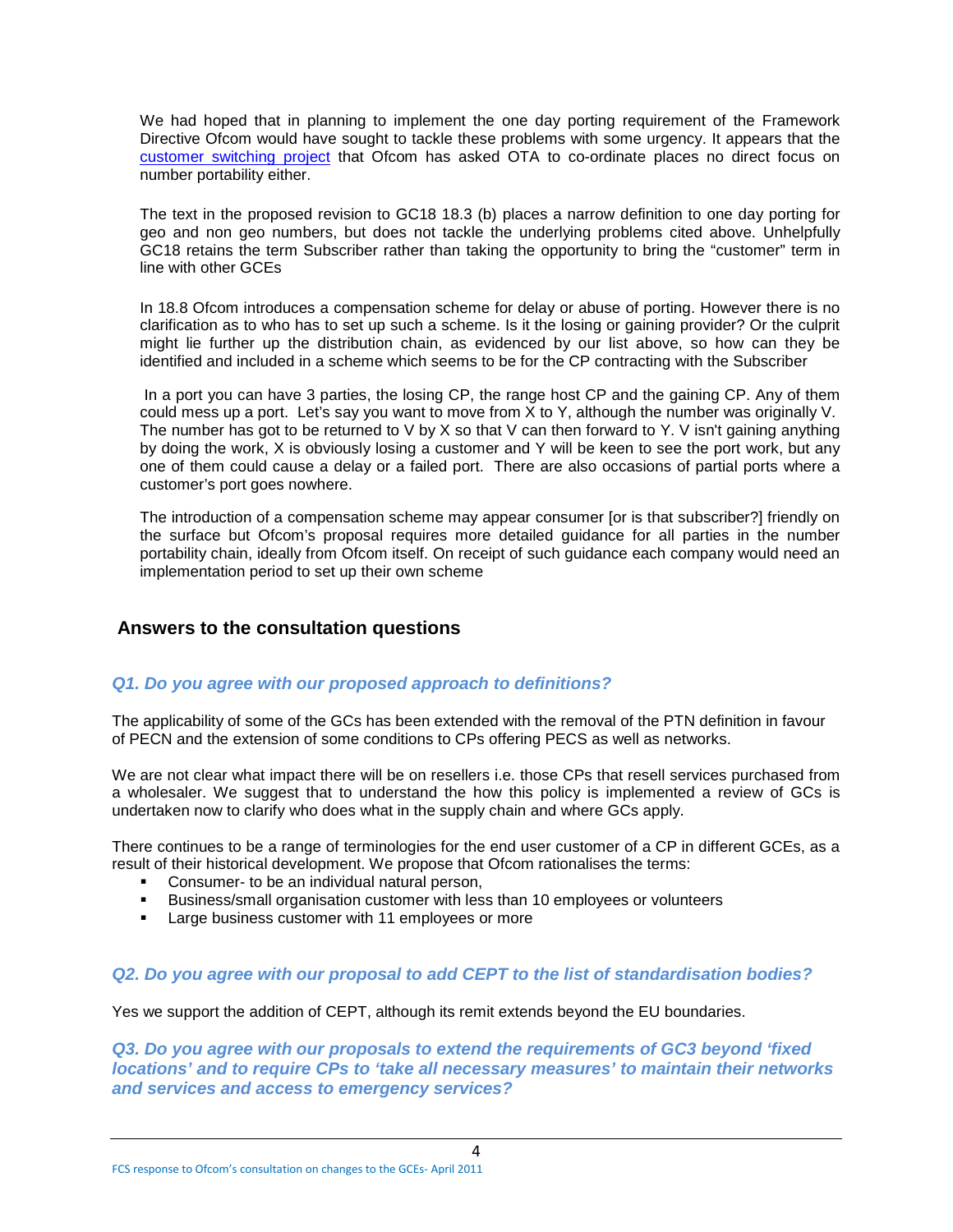We had hoped that in planning to implement the one day porting requirement of the Framework Directive Ofcom would have sought to tackle these problems with some urgency. It appears that the customer switching project that Ofcom has asked OTA to co-ordinate places no direct focus on number portability either.

The text in the proposed revision to GC18 18.3 (b) places a narrow definition to one day porting for geo and non geo numbers, but does not tackle the underlying problems cited above. Unhelpfully GC18 retains the term Subscriber rather than taking the opportunity to bring the "customer" term in line with other GCEs

In 18.8 Ofcom introduces a compensation scheme for delay or abuse of porting. However there is no clarification as to who has to set up such a scheme. Is it the losing or gaining provider? Or the culprit might lie further up the distribution chain, as evidenced by our list above, so how can they be identified and included in a scheme which seems to be for the CP contracting with the Subscriber

In a port you can have 3 parties, the losing CP, the range host CP and the gaining CP. Any of them could mess up a port. Let's say you want to move from X to Y, although the number was originally V. The number has got to be returned to V by X so that V can then forward to Y. V isn't gaining anything by doing the work, X is obviously losing a customer and Y will be keen to see the port work, but any one of them could cause a delay or a failed port. There are also occasions of partial ports where a customer's port goes nowhere.

The introduction of a compensation scheme may appear consumer [or is that subscriber?] friendly on the surface but Ofcom's proposal requires more detailed guidance for all parties in the number portability chain, ideally from Ofcom itself. On receipt of such guidance each company would need an implementation period to set up their own scheme

## Answers to the consultation questions

### *Q1. Do you agree with our proposed approach to definitions?*

The applicability of some of the GCs has been extended with the removal of the PTN definition in favour of PECN and the extension of some conditions to CPs offering PECS as well as networks.

We are not clear what impact there will be on resellers i.e. those CPs that resell services purchased from a wholesaler. We suggest that to understand the how this policy is implemented a review of GCs is undertaken now to clarify who does what in the supply chain and where GCs apply.

There continues to be a range of terminologies for the end user customer of a CP in different GCEs, as a result of their historical development. We propose that Ofcom rationalises the terms:

- Consumer- to be an individual natural person,
- Business/small organisation customer with less than 10 employees or volunteers
- Large business customer with 11 employees or more

### *Q2. Do you agree with our proposal to add CEPT to the list of standardisation bodies?*

Yes we support the addition of CEPT, although its remit extends beyond the EU boundaries.

### *Q3. Do you agree with our proposals to extend the requirements of GC3 beyond 'fixed locations' and to require CPs to 'take all necessary measures' to maintain their networks and services and access to emergency services?*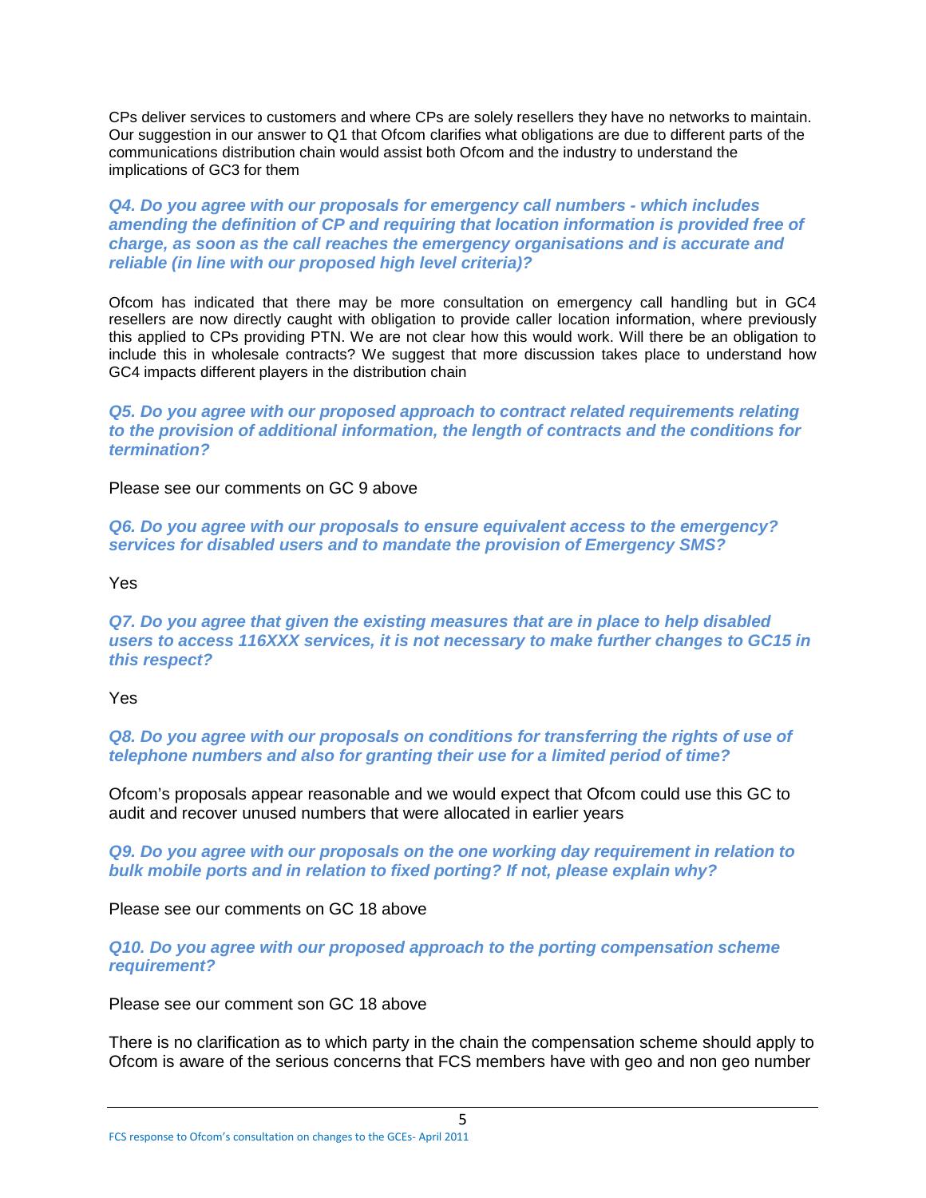CPs deliver services to customers and where CPs are solely resellers they have no networks to maintain. Our suggestion in our answer to Q1 that Ofcom clarifies what obligations are due to different parts of the communications distribution chain would assist both Ofcom and the industry to understand the implications of GC3 for them

***Q4. Do you agree with our proposals for emergency call numbers - which includes amending the definition of CP and requiring that location information is provided free of charge, as soon as the call reaches the emergency organisations and is accurate and reliable (in line with our proposed high level criteria)?***

Ofcom has indicated that there may be more consultation on emergency call handling but in GC4 resellers are now directly caught with obligation to provide caller location information, where previously this applied to CPs providing PTN. We are not clear how this would work. Will there be an obligation to include this in wholesale contracts? We suggest that more discussion takes place to understand how GC4 impacts different players in the distribution chain

***Q5. Do you agree with our proposed approach to contract related requirements relating to the provision of additional information, the length of contracts and the conditions for termination?***

Please see our comments on GC 9 above

***Q6. Do you agree with our proposals to ensure equivalent access to the emergency? services for disabled users and to mandate the provision of Emergency SMS?***

Yes

***Q7. Do you agree that given the existing measures that are in place to help disabled users to access 116XXX services, it is not necessary to make further changes to GC15 in this respect?***

Yes

***Q8. Do you agree with our proposals on conditions for transferring the rights of use of telephone numbers and also for granting their use for a limited period of time?***

Ofcom's proposals appear reasonable and we would expect that Ofcom could use this GC to audit and recover unused numbers that were allocated in earlier years

***Q9. Do you agree with our proposals on the one working day requirement in relation to bulk mobile ports and in relation to fixed porting? If not, please explain why?***

Please see our comments on GC 18 above

***Q10. Do you agree with our proposed approach to the porting compensation scheme requirement?***

Please see our comment son GC 18 above

There is no clarification as to which party in the chain the compensation scheme should apply to Ofcom is aware of the serious concerns that FCS members have with geo and non geo number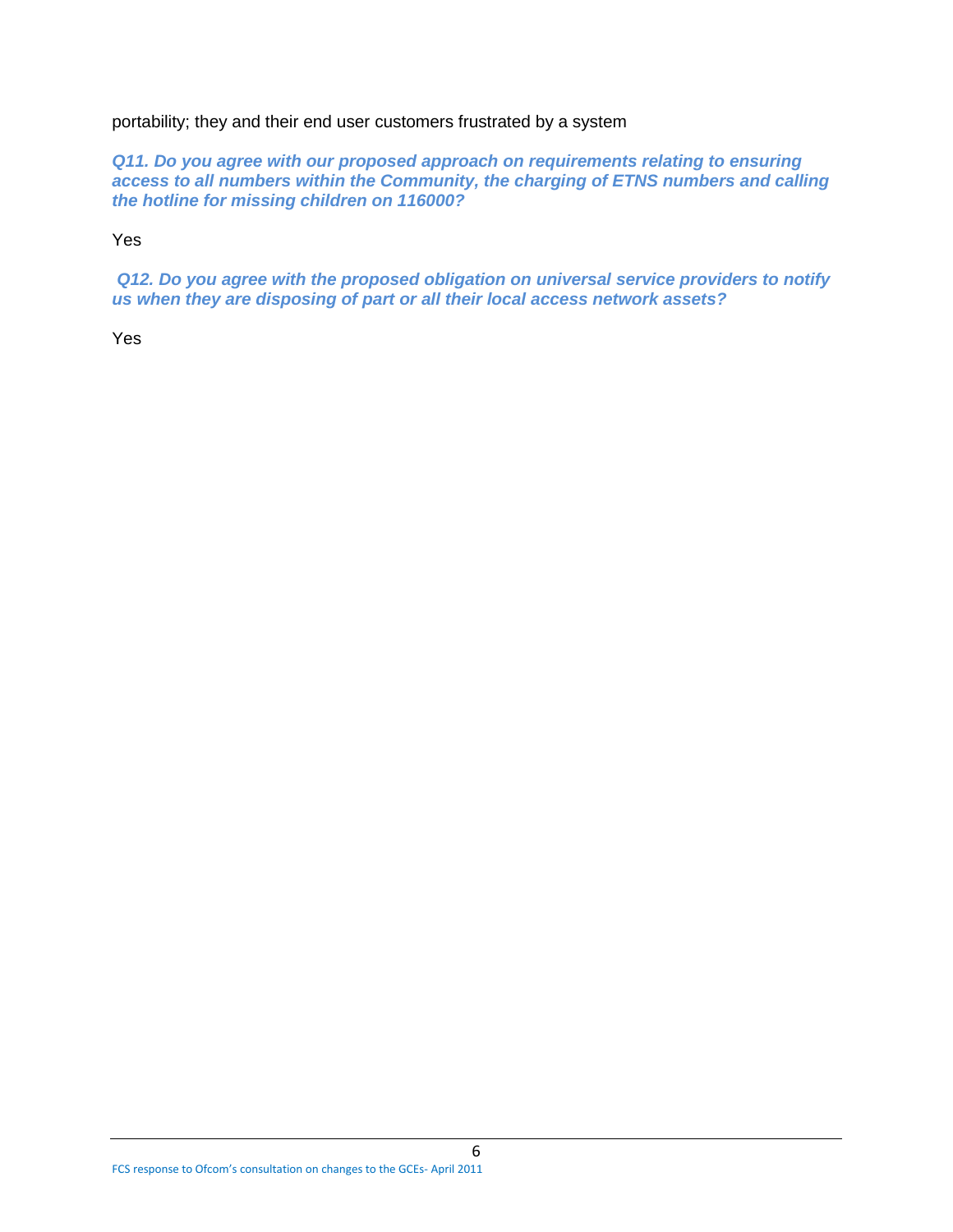portability; they and their end user customers frustrated by a system

***Q11. Do you agree with our proposed approach on requirements relating to ensuring access to all numbers within the Community, the charging of ETNS numbers and calling the hotline for missing children on 116000?***

Yes

***Q12. Do you agree with the proposed obligation on universal service providers to notify us when they are disposing of part or all their local access network assets?***

Yes